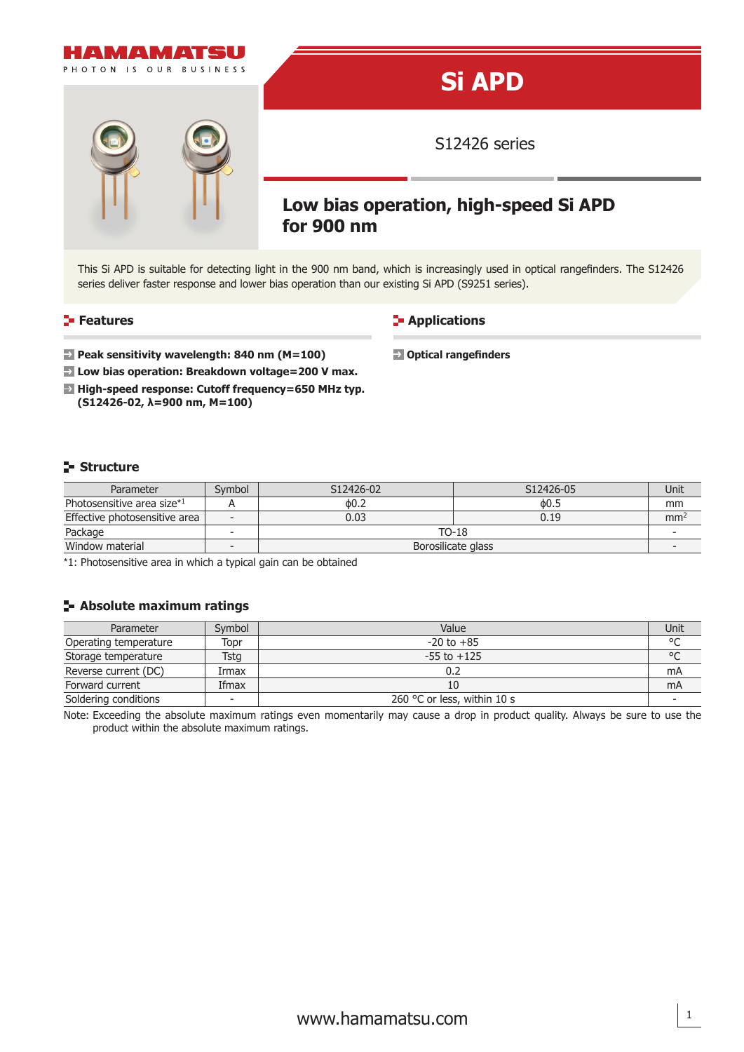HAMAMATSU

PHOTON IS OUR BUSINESS

# Si APD

S12426 series

## Low bias operation, high-speed Si APD for 900 nm

This Si APD is suitable for detecting light in the 900 nm band, which is increasingly used in optical rangefinders. The S12426 series deliver faster response and lower bias operation than our existing Si APD (S9251 series).

### Features

- **Peak sensitivity wavelength: 840 nm (M=100)**
- **Low bias operation: Breakdown voltage=200 V max.**
- **High-speed response: Cutoff frequency=650 MHz typ. (S12426-02, λ=900 nm, M=100)**

### Applications

- **Optical rangefinders**

### Structure

| Parameter | Symbol | S12426-02 | S12426-05 | Unit |
|---|---|---|---|---|
| Photosensitive area size*1 | A | ϕ0.2 | ϕ0.5 | mm |
| Effective photosensitive area | - | 0.03 | 0.19 | $mm^2$ |
| Package | - | TO-18 | | - |
| Window material | - | Borosilicate glass | | - |

*1: Photosensitive area in which a typical gain can be obtained

### Absolute maximum ratings

| Parameter | Symbol | Value | Unit |
|---|---|---|---|
| Operating temperature | Topr | -20 to +85 | °C |
| Storage temperature | Tstg | -55 to +125 | °C |
| Reverse current (DC) | Irmax | 0.2 | mA |
| Forward current | Ifmax | 10 | mA |
| Soldering conditions | - | 260 °C or less, within 10 s | - |

Note: Exceeding the absolute maximum ratings even momentarily may cause a drop in product quality. Always be sure to use the product within the absolute maximum ratings.

www.hamamatsu.com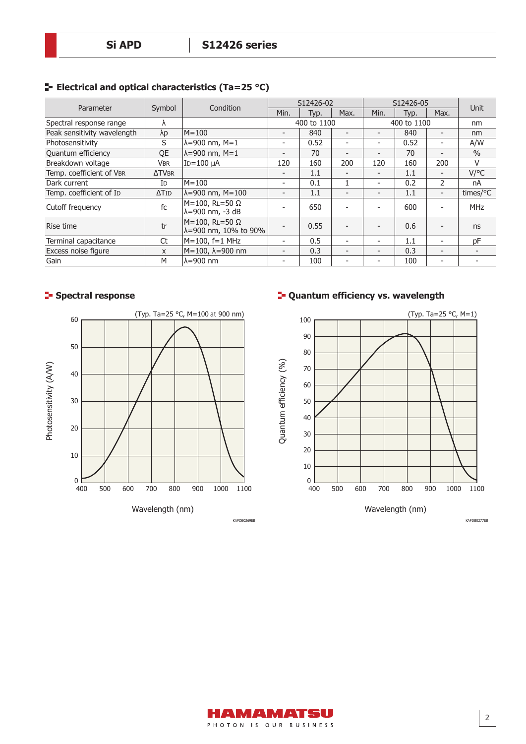## Electrical and optical characteristics (Ta=25 °C)

| Parameter | Symbol | Condition | S12426-02 | | | S12426-05 | | | Unit |
|---|---|---|---|---|---|---|---|---|---|
| | | | Min. | Typ. | Max. | Min. | Typ. | Max. | |
| Spectral response range | λ | | | 400 to 1100 | | | 400 to 1100 | | nm |
| Peak sensitivity wavelength | λp | M=100 | - | 840 | - | - | 840 | - | nm |
| Photosensitivity | S | λ=900 nm, M=1 | - | 0.52 | - | - | 0.52 | - | A/W |
| Quantum efficiency | QE | λ=900 nm, M=1 | - | 70 | - | - | 70 | - | % |
| Breakdown voltage | $V_{BR}$ | $I_D$=100 μA | 120 | 160 | 200 | 120 | 160 | 200 | V |
| Temp. coefficient of $V_{BR}$ | $\Delta TV_{BR}$ | | - | 1.1 | - | - | 1.1 | - | V/°C |
| Dark current | $I_D$ | M=100 | - | 0.1 | 1 | - | 0.2 | 2 | nA |
| Temp. coefficient of $I_D$ | $\Delta T_{ID}$ | λ=900 nm, M=100 | - | 1.1 | - | - | 1.1 | - | times/°C |
| Cutoff frequency | fc | M=100, $R_L$=50 Ω λ=900 nm, -3 dB | - | 650 | - | - | 600 | - | MHz |
| Rise time | tr | M=100, $R_L$=50 Ω λ=900 nm, 10% to 90% | - | 0.55 | - | - | 0.6 | - | ns |
| Terminal capacitance | Ct | M=100, f=1 MHz | - | 0.5 | - | - | 1.1 | - | pF |
| Excess noise figure | x | M=100, λ=900 nm | - | 0.3 | - | - | 0.3 | - | - |
| Gain | M | λ=900 nm | - | 100 | - | - | 100 | - | - |

## Spectral response

(Typ. Ta=25 °C, M=100 at 900 nm)

KAPDB0269EB

## Quantum efficiency vs. wavelength

(Typ. Ta=25 °C, M=1)

KAPDB0277EB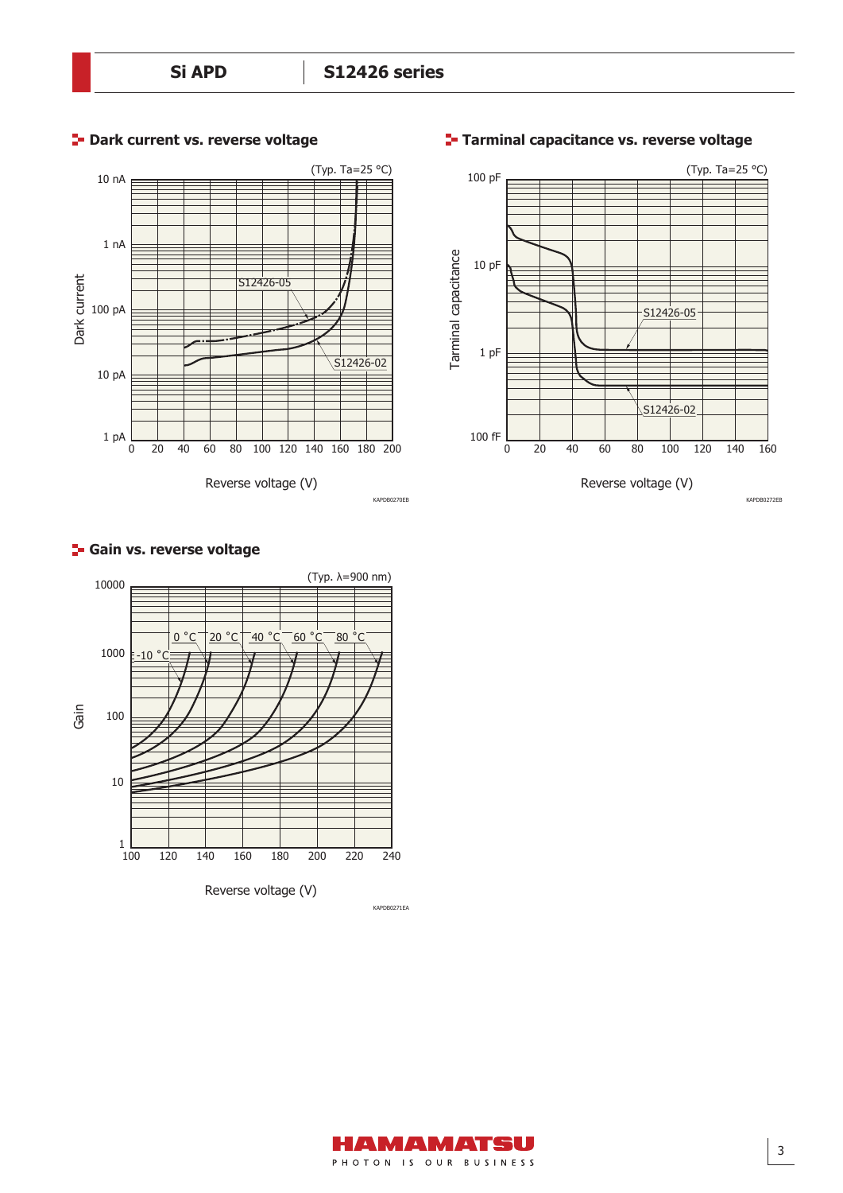## Dark current vs. reverse voltage

(Typ. Ta=25 °C)

Dark current: 1 pA, 10 pA, 100 pA, 1 nA, 10 nA

Reverse voltage (V): 0, 20, 40, 60, 80, 100, 120, 140, 160, 180, 200

S12426-05

S12426-02

KAPDB0270EB

## Tarminal capacitance vs. reverse voltage

(Typ. Ta=25 °C)

Tarminal capacitance: 100 fF, 1 pF, 10 pF, 100 pF

Reverse voltage (V): 0, 20, 40, 60, 80, 100, 120, 140, 160

S12426-05

S12426-02

KAPDB0272EB

## Gain vs. reverse voltage

(Typ. λ=900 nm)

Gain: 1, 10, 100, 1000, 10000

Reverse voltage (V): 100, 120, 140, 160, 180, 200, 220, 240

-10 °C, 0 °C, 20 °C, 40 °C, 60 °C, 80 °C

KAPDB0271EA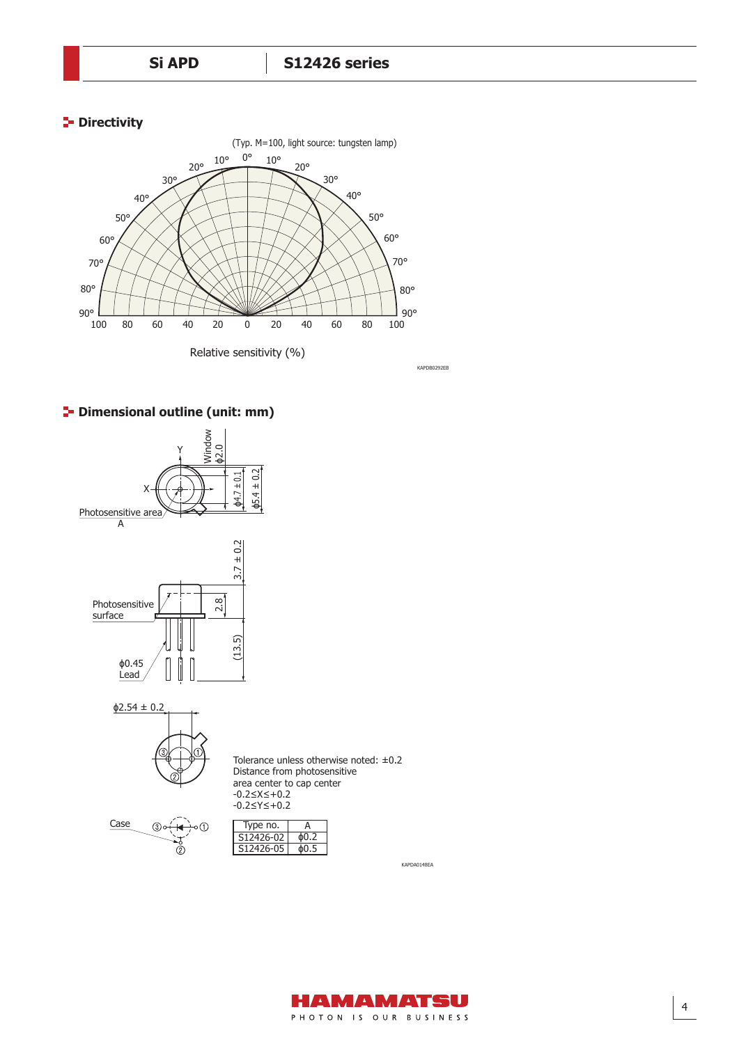## Directivity

(Typ. M=100, light source: tungsten lamp)

Relative sensitivity (%)

KAPDB0292EB

## Dimensional outline (unit: mm)

Tolerance unless otherwise noted: ±0.2
Distance from photosensitive area center to cap center
-0.2≤X≤+0.2
-0.2≤Y≤+0.2

| Type no. | A |
|---|---|
| S12426-02 | ϕ0.2 |
| S12426-05 | ϕ0.5 |

KAPDA0148EA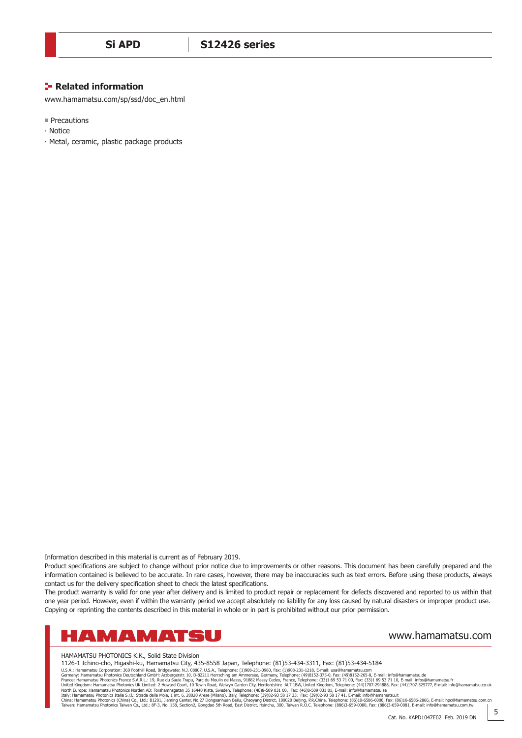## Related information

www.hamamatsu.com/sp/ssd/doc_en.html

- Precautions
  - · Notice
  - · Metal, ceramic, plastic package products

Information described in this material is current as of February 2019.

Product specifications are subject to change without prior notice due to improvements or other reasons. This document has been carefully prepared and the information contained is believed to be accurate. In rare cases, however, there may be inaccuracies such as text errors. Before using these products, always contact us for the delivery specification sheet to check the latest specifications.

The product warranty is valid for one year after delivery and is limited to product repair or replacement for defects discovered and reported to us within that one year period. However, even if within the warranty period we accept absolutely no liability for any loss caused by natural disasters or improper product use.

Copying or reprinting the contents described in this material in whole or in part is prohibited without our prior permission.

HAMAMATSU

www.hamamatsu.com

HAMAMATSU PHOTONICS K.K., Solid State Division

1126-1 Ichino-cho, Higashi-ku, Hamamatsu City, 435-8558 Japan, Telephone: (81)53-434-3311, Fax: (81)53-434-5184

U.S.A.: Hamamatsu Corporation: 360 Foothill Road, Bridgewater, N.J. 08807, U.S.A., Telephone: (1)908-231-0960, Fax: (1)908-231-1218, E-mail: usa@hamamatsu.com
Germany: Hamamatsu Photonics Deutschland GmbH: Arzbergerstr. 10, D-82211 Herrsching am Ammersee, Germany, Telephone: (49)8152-375-0, Fax: (49)8152-265-8, E-mail: info@hamamatsu.de
France: Hamamatsu Photonics France S.A.R.L.: 19, Rue du Saule Trapu, Parc du Moulin de Massy, 91882 Massy Cedex, France, Telephone: (33)1 69 53 71 00, Fax: (33)1 69 53 71 10, E-mail: infos@hamamatsu.fr
United Kingdom: Hamamatsu Photonics UK Limited: 2 Howard Court, 10 Tewin Road, Welwyn Garden City, Hertfordshire AL7 1BW, United Kingdom, Telephone: (44)1707-294888, Fax: (44)1707-325777, E-mail: info@hamamatsu.co.uk
North Europe: Hamamatsu Photonics Norden AB: Torshamnsgatan 35 16440 Kista, Sweden, Telephone: (46)8-509 031 00, Fax: (46)8-509 031 01, E-mail: info@hamamatsu.se
Italy: Hamamatsu Photonics Italia S.r.l.: Strada della Moia, 1 int. 6, 20020 Arese (Milano), Italy, Telephone: (39)02-93 58 17 33, Fax: (39)02-93 58 17 41, E-mail: info@hamamatsu.it
China: Hamamatsu Photonics (China) Co., Ltd.: B1201, Jiaming Center, No.27 Dongsanhuan Beilu, Chaoyang District, 100020 Beijing, P.R.China, Telephone: (86)10-6586-6006, Fax: (86)10-6586-2866, E-mail: hpc@hamamatsu.com.cn
Taiwan: Hamamatsu Photonics Taiwan Co., Ltd.: 8F-3, No. 158, Section2, Gongdao 5th Road, East District, Hsinchu, 300, Taiwan R.O.C. Telephone: (886)3-659-0080, Fax: (886)3-659-0081, E-mail: info@hamamatsu.com.tw

Cat. No. KAPD1047E02 Feb. 2019 DN